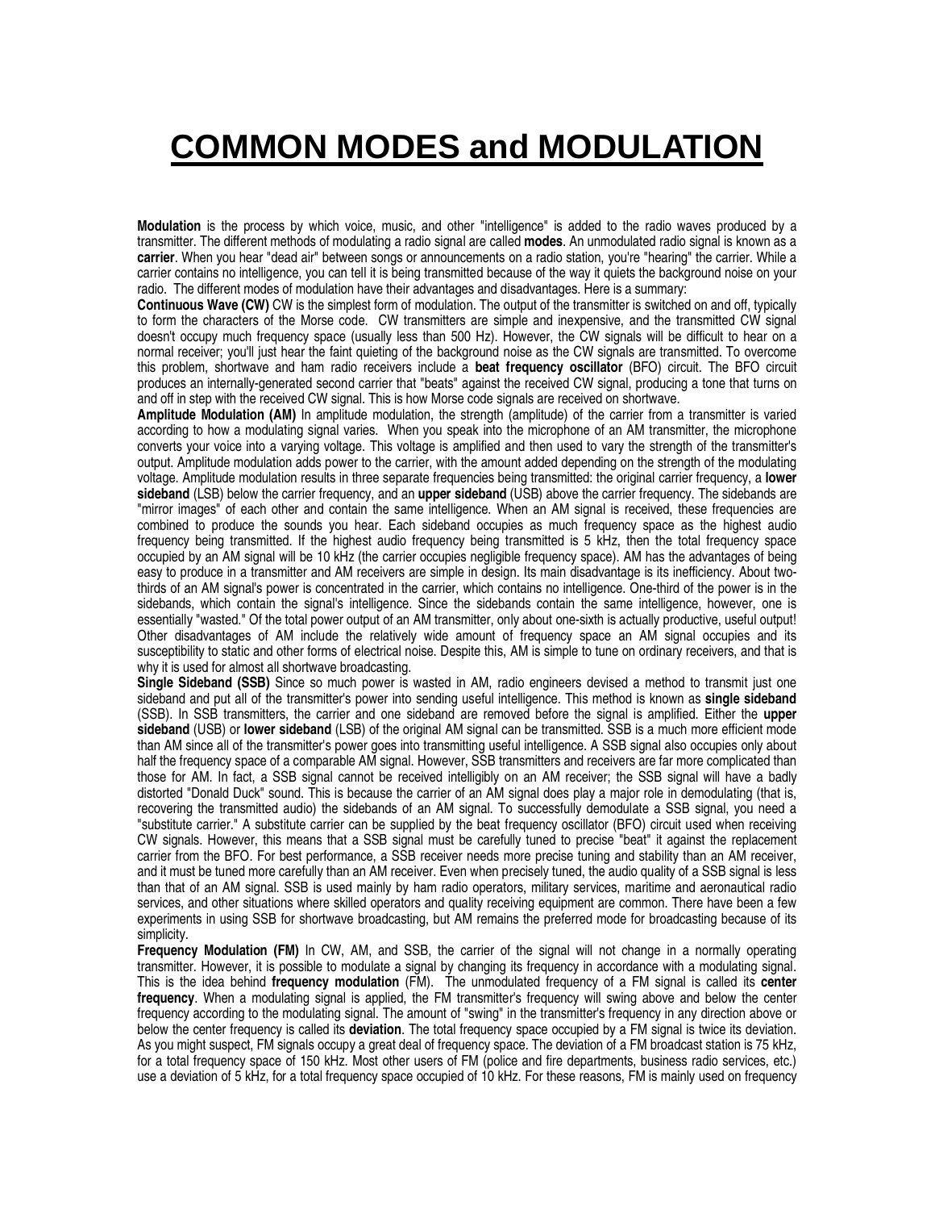# COMMON MODES and MODULATION

**Modulation** is the process by which voice, music, and other "intelligence" is added to the radio waves produced by a transmitter. The different methods of modulating a radio signal are called **modes**. An unmodulated radio signal is known as a **carrier**. When you hear "dead air" between songs or announcements on a radio station, you're "hearing" the carrier. While a carrier contains no intelligence, you can tell it is being transmitted because of the way it quiets the background noise on your radio. The different modes of modulation have their advantages and disadvantages. Here is a summary:

**Continuous Wave (CW)** CW is the simplest form of modulation. The output of the transmitter is switched on and off, typically to form the characters of the Morse code. CW transmitters are simple and inexpensive, and the transmitted CW signal doesn't occupy much frequency space (usually less than 500 Hz). However, the CW signals will be difficult to hear on a normal receiver; you'll just hear the faint quieting of the background noise as the CW signals are transmitted. To overcome this problem, shortwave and ham radio receivers include a **beat frequency oscillator** (BFO) circuit. The BFO circuit produces an internally-generated second carrier that "beats" against the received CW signal, producing a tone that turns on and off in step with the received CW signal. This is how Morse code signals are received on shortwave.

**Amplitude Modulation (AM)** In amplitude modulation, the strength (amplitude) of the carrier from a transmitter is varied according to how a modulating signal varies. When you speak into the microphone of an AM transmitter, the microphone converts your voice into a varying voltage. This voltage is amplified and then used to vary the strength of the transmitter's output. Amplitude modulation adds power to the carrier, with the amount added depending on the strength of the modulating voltage. Amplitude modulation results in three separate frequencies being transmitted: the original carrier frequency, a **lower sideband** (LSB) below the carrier frequency, and an **upper sideband** (USB) above the carrier frequency. The sidebands are "mirror images" of each other and contain the same intelligence. When an AM signal is received, these frequencies are combined to produce the sounds you hear. Each sideband occupies as much frequency space as the highest audio frequency being transmitted. If the highest audio frequency being transmitted is 5 kHz, then the total frequency space occupied by an AM signal will be 10 kHz (the carrier occupies negligible frequency space). AM has the advantages of being easy to produce in a transmitter and AM receivers are simple in design. Its main disadvantage is its inefficiency. About two-thirds of an AM signal's power is concentrated in the carrier, which contains no intelligence. One-third of the power is in the sidebands, which contain the signal's intelligence. Since the sidebands contain the same intelligence, however, one is essentially "wasted." Of the total power output of an AM transmitter, only about one-sixth is actually productive, useful output! Other disadvantages of AM include the relatively wide amount of frequency space an AM signal occupies and its susceptibility to static and other forms of electrical noise. Despite this, AM is simple to tune on ordinary receivers, and that is why it is used for almost all shortwave broadcasting.

**Single Sideband (SSB)** Since so much power is wasted in AM, radio engineers devised a method to transmit just one sideband and put all of the transmitter's power into sending useful intelligence. This method is known as **single sideband** (SSB). In SSB transmitters, the carrier and one sideband are removed before the signal is amplified. Either the **upper sideband** (USB) or **lower sideband** (LSB) of the original AM signal can be transmitted. SSB is a much more efficient mode than AM since all of the transmitter's power goes into transmitting useful intelligence. A SSB signal also occupies only about half the frequency space of a comparable AM signal. However, SSB transmitters and receivers are far more complicated than those for AM. In fact, a SSB signal cannot be received intelligibly on an AM receiver; the SSB signal will have a badly distorted "Donald Duck" sound. This is because the carrier of an AM signal does play a major role in demodulating (that is, recovering the transmitted audio) the sidebands of an AM signal. To successfully demodulate a SSB signal, you need a "substitute carrier." A substitute carrier can be supplied by the beat frequency oscillator (BFO) circuit used when receiving CW signals. However, this means that a SSB signal must be carefully tuned to precise "beat" it against the replacement carrier from the BFO. For best performance, a SSB receiver needs more precise tuning and stability than an AM receiver, and it must be tuned more carefully than an AM receiver. Even when precisely tuned, the audio quality of a SSB signal is less than that of an AM signal. SSB is used mainly by ham radio operators, military services, maritime and aeronautical radio services, and other situations where skilled operators and quality receiving equipment are common. There have been a few experiments in using SSB for shortwave broadcasting, but AM remains the preferred mode for broadcasting because of its simplicity.

**Frequency Modulation (FM)** In CW, AM, and SSB, the carrier of the signal will not change in a normally operating transmitter. However, it is possible to modulate a signal by changing its frequency in accordance with a modulating signal. This is the idea behind **frequency modulation** (FM). The unmodulated frequency of a FM signal is called its **center frequency**. When a modulating signal is applied, the FM transmitter's frequency will swing above and below the center frequency according to the modulating signal. The amount of "swing" in the transmitter's frequency in any direction above or below the center frequency is called its **deviation**. The total frequency space occupied by a FM signal is twice its deviation. As you might suspect, FM signals occupy a great deal of frequency space. The deviation of a FM broadcast station is 75 kHz, for a total frequency space of 150 kHz. Most other users of FM (police and fire departments, business radio services, etc.) use a deviation of 5 kHz, for a total frequency space occupied of 10 kHz. For these reasons, FM is mainly used on frequency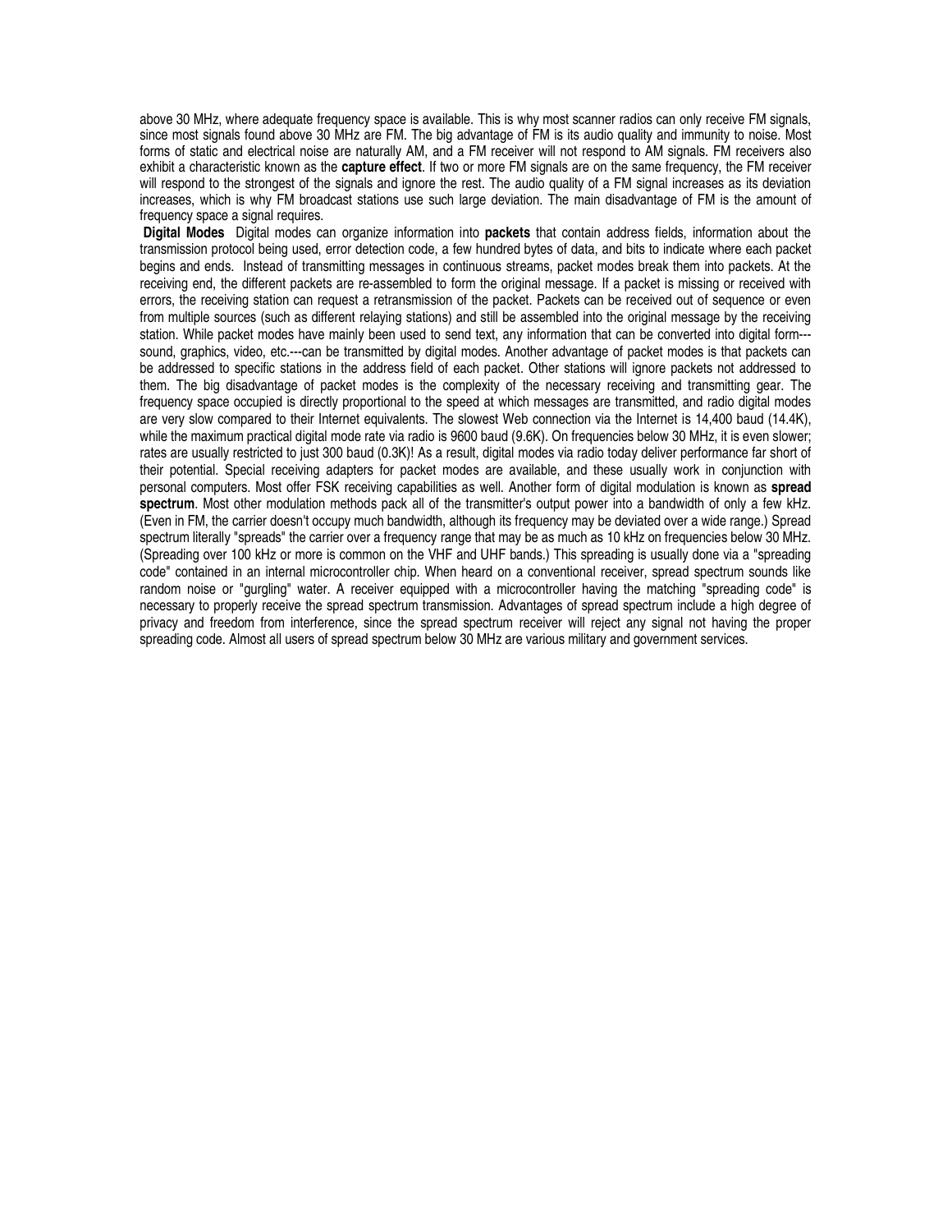above 30 MHz, where adequate frequency space is available. This is why most scanner radios can only receive FM signals, since most signals found above 30 MHz are FM. The big advantage of FM is its audio quality and immunity to noise. Most forms of static and electrical noise are naturally AM, and a FM receiver will not respond to AM signals. FM receivers also exhibit a characteristic known as the **capture effect**. If two or more FM signals are on the same frequency, the FM receiver will respond to the strongest of the signals and ignore the rest. The audio quality of a FM signal increases as its deviation increases, which is why FM broadcast stations use such large deviation. The main disadvantage of FM is the amount of frequency space a signal requires.

**Digital Modes** Digital modes can organize information into **packets** that contain address fields, information about the transmission protocol being used, error detection code, a few hundred bytes of data, and bits to indicate where each packet begins and ends. Instead of transmitting messages in continuous streams, packet modes break them into packets. At the receiving end, the different packets are re-assembled to form the original message. If a packet is missing or received with errors, the receiving station can request a retransmission of the packet. Packets can be received out of sequence or even from multiple sources (such as different relaying stations) and still be assembled into the original message by the receiving station. While packet modes have mainly been used to send text, any information that can be converted into digital form---sound, graphics, video, etc.---can be transmitted by digital modes. Another advantage of packet modes is that packets can be addressed to specific stations in the address field of each packet. Other stations will ignore packets not addressed to them. The big disadvantage of packet modes is the complexity of the necessary receiving and transmitting gear. The frequency space occupied is directly proportional to the speed at which messages are transmitted, and radio digital modes are very slow compared to their Internet equivalents. The slowest Web connection via the Internet is 14,400 baud (14.4K), while the maximum practical digital mode rate via radio is 9600 baud (9.6K). On frequencies below 30 MHz, it is even slower; rates are usually restricted to just 300 baud (0.3K)! As a result, digital modes via radio today deliver performance far short of their potential. Special receiving adapters for packet modes are available, and these usually work in conjunction with personal computers. Most offer FSK receiving capabilities as well. Another form of digital modulation is known as **spread spectrum**. Most other modulation methods pack all of the transmitter's output power into a bandwidth of only a few kHz. (Even in FM, the carrier doesn't occupy much bandwidth, although its frequency may be deviated over a wide range.) Spread spectrum literally "spreads" the carrier over a frequency range that may be as much as 10 kHz on frequencies below 30 MHz. (Spreading over 100 kHz or more is common on the VHF and UHF bands.) This spreading is usually done via a "spreading code" contained in an internal microcontroller chip. When heard on a conventional receiver, spread spectrum sounds like random noise or "gurgling" water. A receiver equipped with a microcontroller having the matching "spreading code" is necessary to properly receive the spread spectrum transmission. Advantages of spread spectrum include a high degree of privacy and freedom from interference, since the spread spectrum receiver will reject any signal not having the proper spreading code. Almost all users of spread spectrum below 30 MHz are various military and government services.